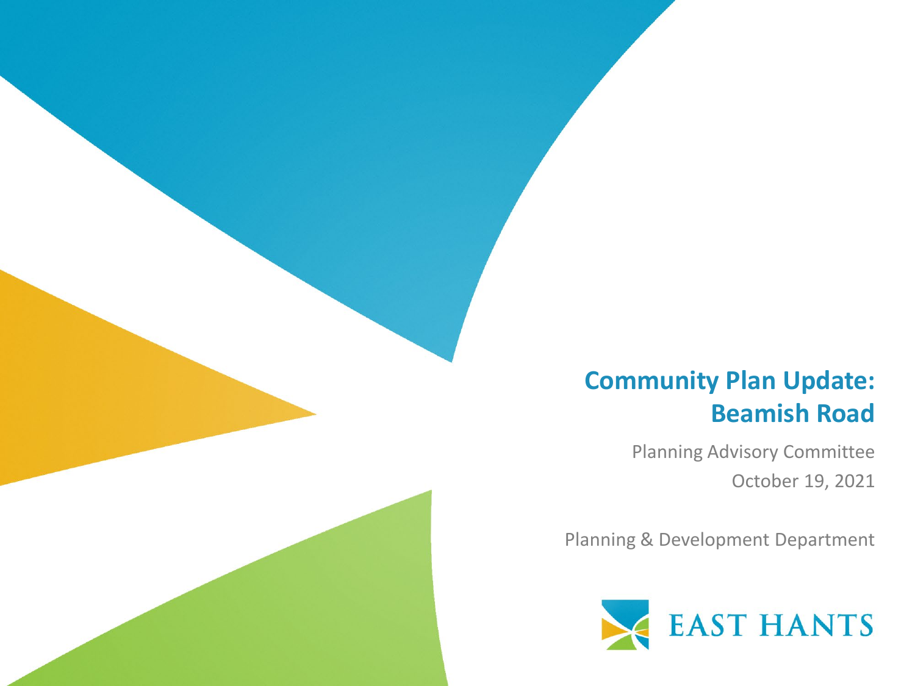# Community Plan Update: Beamish Road

Planning Advisory Committee

October 19, 2021

Planning & Development Department

EAST HANTS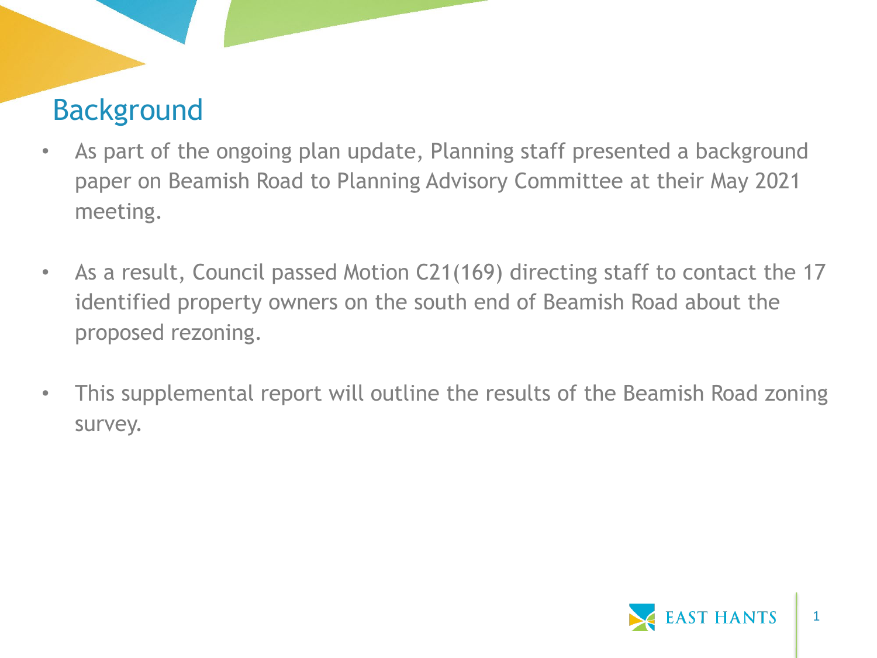# Background

- As part of the ongoing plan update, Planning staff presented a background paper on Beamish Road to Planning Advisory Committee at their May 2021 meeting.

- As a result, Council passed Motion C21(169) directing staff to contact the 17 identified property owners on the south end of Beamish Road about the proposed rezoning.

- This supplemental report will outline the results of the Beamish Road zoning survey.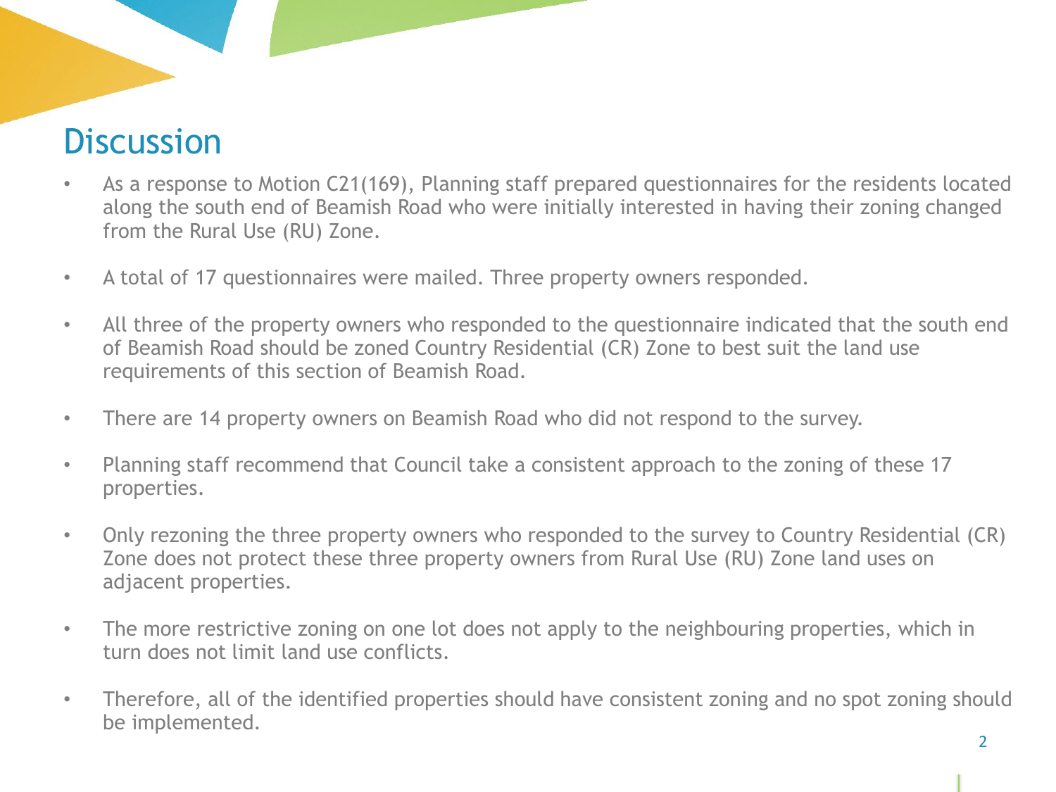# Discussion

- As a response to Motion C21(169), Planning staff prepared questionnaires for the residents located along the south end of Beamish Road who were initially interested in having their zoning changed from the Rural Use (RU) Zone.
- A total of 17 questionnaires were mailed. Three property owners responded.
- All three of the property owners who responded to the questionnaire indicated that the south end of Beamish Road should be zoned Country Residential (CR) Zone to best suit the land use requirements of this section of Beamish Road.
- There are 14 property owners on Beamish Road who did not respond to the survey.
- Planning staff recommend that Council take a consistent approach to the zoning of these 17 properties.
- Only rezoning the three property owners who responded to the survey to Country Residential (CR) Zone does not protect these three property owners from Rural Use (RU) Zone land uses on adjacent properties.
- The more restrictive zoning on one lot does not apply to the neighbouring properties, which in turn does not limit land use conflicts.
- Therefore, all of the identified properties should have consistent zoning and no spot zoning should be implemented.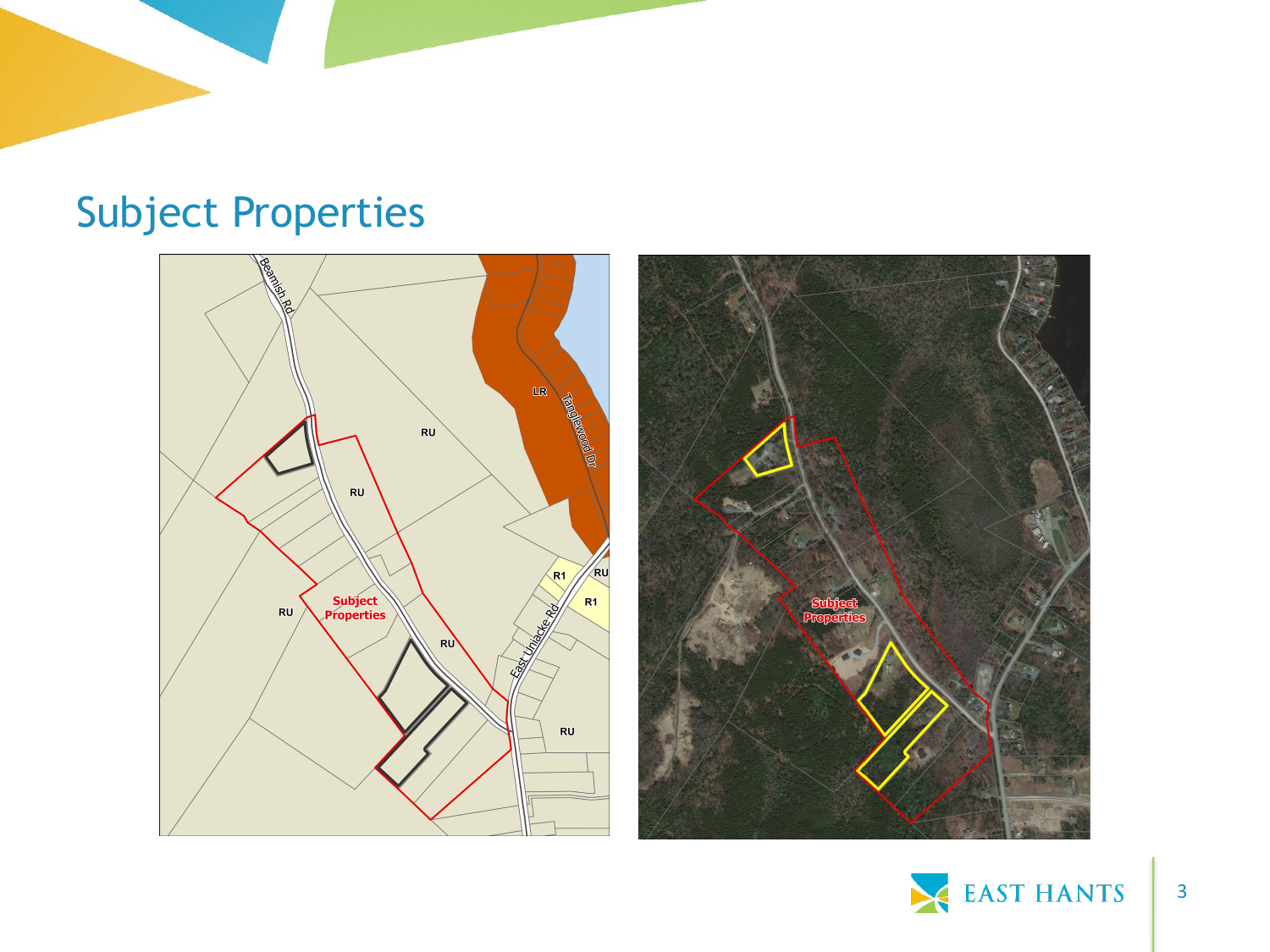## Subject Properties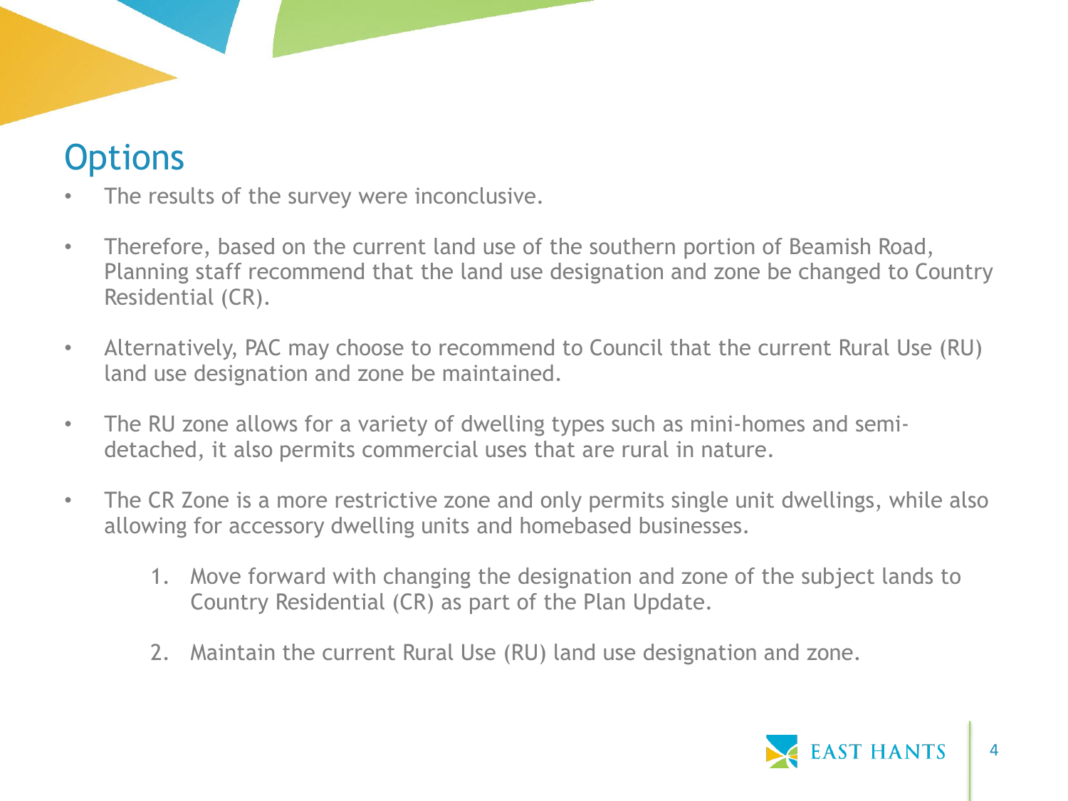## Options

- The results of the survey were inconclusive.
- Therefore, based on the current land use of the southern portion of Beamish Road, Planning staff recommend that the land use designation and zone be changed to Country Residential (CR).
- Alternatively, PAC may choose to recommend to Council that the current Rural Use (RU) land use designation and zone be maintained.
- The RU zone allows for a variety of dwelling types such as mini-homes and semi-detached, it also permits commercial uses that are rural in nature.
- The CR Zone is a more restrictive zone and only permits single unit dwellings, while also allowing for accessory dwelling units and homebased businesses.

    1. Move forward with changing the designation and zone of the subject lands to Country Residential (CR) as part of the Plan Update.
    2. Maintain the current Rural Use (RU) land use designation and zone.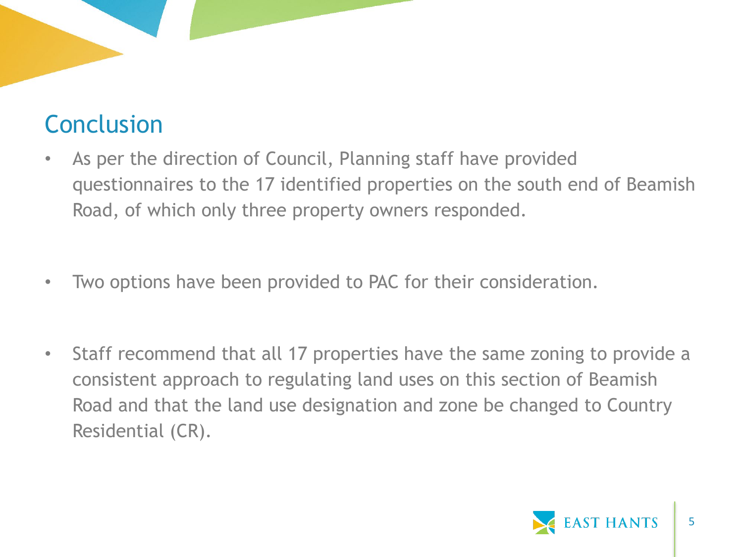## Conclusion

- As per the direction of Council, Planning staff have provided questionnaires to the 17 identified properties on the south end of Beamish Road, of which only three property owners responded.
- Two options have been provided to PAC for their consideration.
- Staff recommend that all 17 properties have the same zoning to provide a consistent approach to regulating land uses on this section of Beamish Road and that the land use designation and zone be changed to Country Residential (CR).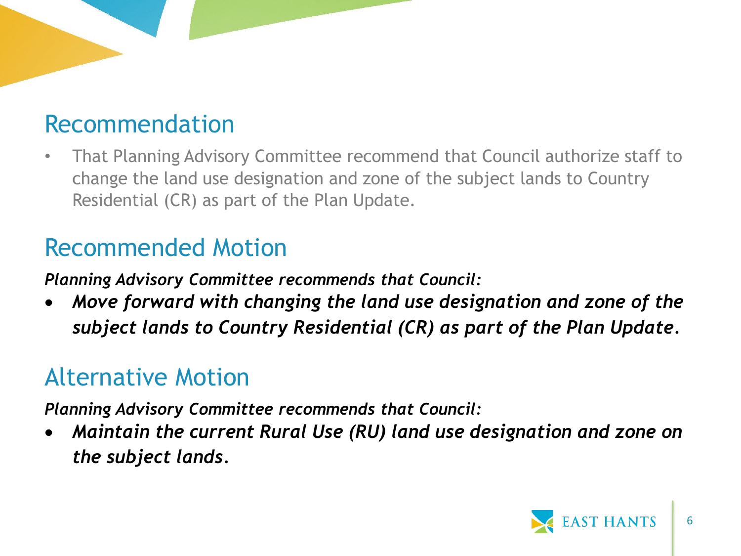## Recommendation

- That Planning Advisory Committee recommend that Council authorize staff to change the land use designation and zone of the subject lands to Country Residential (CR) as part of the Plan Update.

## Recommended Motion

***Planning Advisory Committee recommends that Council:***

- ***Move forward with changing the land use designation and zone of the subject lands to Country Residential (CR) as part of the Plan Update.***

## Alternative Motion

***Planning Advisory Committee recommends that Council:***

- ***Maintain the current Rural Use (RU) land use designation and zone on the subject lands.***